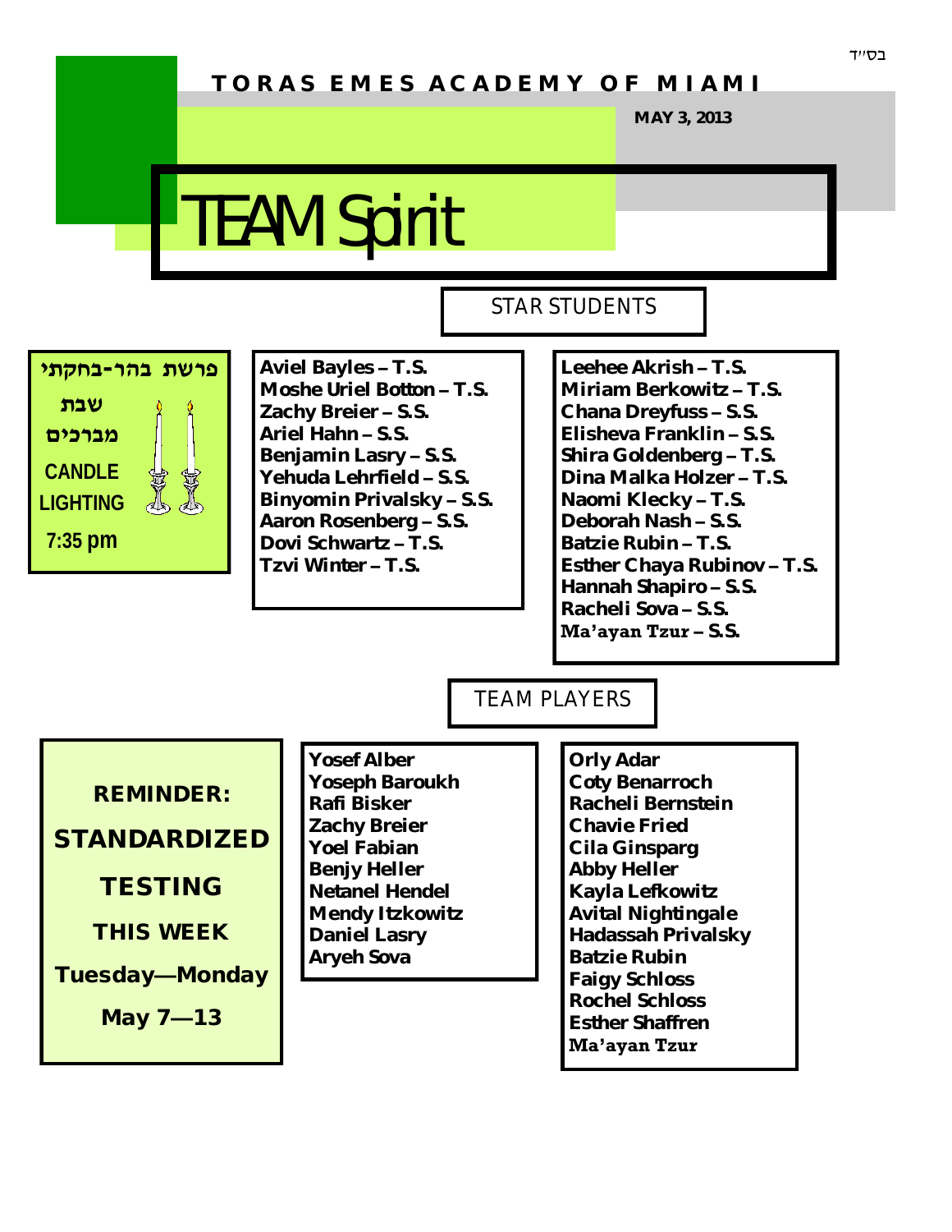בס"ד

**TORAS EMES ACADEMY OF MIAMI**

**MAY 3, 2013**

# TEAM Spirit

**פרשת בהר-בחקתי**

**שבת מברכים**

**CANDLE LIGHTING**

**7:35 pm**

## STAR STUDENTS

**Aviel Bayles – T.S.**
**Moshe Uriel Botton – T.S.**
**Zachy Breier – S.S.**
**Ariel Hahn – S.S.**
**Benjamin Lasry – S.S.**
**Yehuda Lehrfield – S.S.**
**Binyomin Privalsky – S.S.**
**Aaron Rosenberg – S.S.**
**Dovi Schwartz – T.S.**
**Tzvi Winter – T.S.**

**Leehee Akrish – T.S.**
**Miriam Berkowitz – T.S.**
**Chana Dreyfuss – S.S.**
**Elisheva Franklin – S.S.**
**Shira Goldenberg – T.S.**
**Dina Malka Holzer – T.S.**
**Naomi Klecky – T.S.**
**Deborah Nash – S.S.**
**Batzie Rubin – T.S.**
**Esther Chaya Rubinov – T.S.**
**Hannah Shapiro – S.S.**
**Racheli Sova – S.S.**
**Ma'ayan Tzur – S.S.**

## TEAM PLAYERS

**REMINDER:**

**STANDARDIZED TESTING**

**THIS WEEK**

**Tuesday—Monday**

**May 7—13**

**Yosef Alber**
**Yoseph Baroukh**
**Rafi Bisker**
**Zachy Breier**
**Yoel Fabian**
**Benjy Heller**
**Netanel Hendel**
**Mendy Itzkowitz**
**Daniel Lasry**
**Aryeh Sova**

**Orly Adar**
**Coty Benarroch**
**Racheli Bernstein**
**Chavie Fried**
**Cila Ginsparg**
**Abby Heller**
**Kayla Lefkowitz**
**Avital Nightingale**
**Hadassah Privalsky**
**Batzie Rubin**
**Faigy Schloss**
**Rochel Schloss**
**Esther Shaffren**
**Ma'ayan Tzur**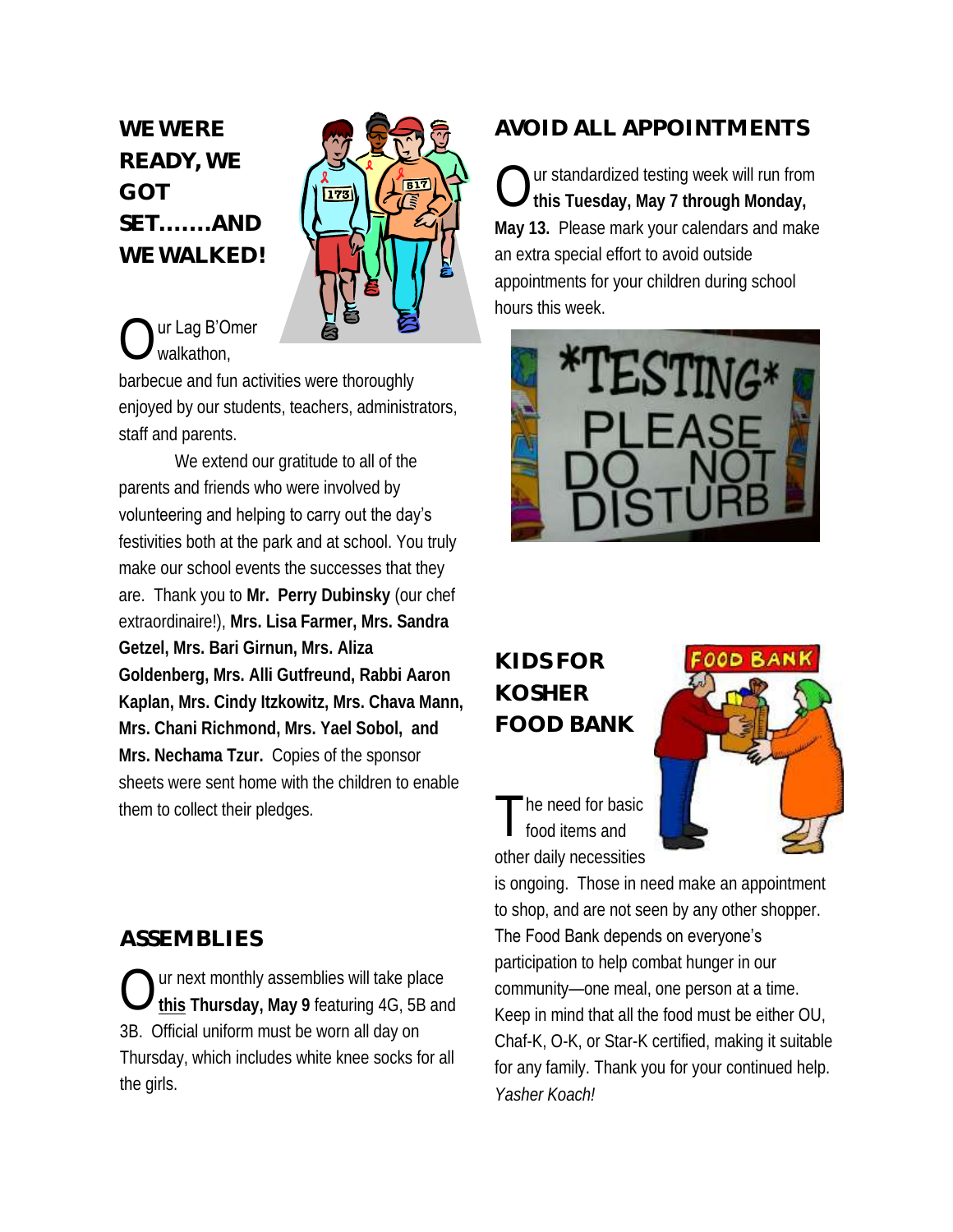## WE WERE READY, WE GOT SET…….AND WE WALKED!

Our Lag B'Omer walkathon, barbecue and fun activities were thoroughly enjoyed by our students, teachers, administrators, staff and parents.

We extend our gratitude to all of the parents and friends who were involved by volunteering and helping to carry out the day's festivities both at the park and at school. You truly make our school events the successes that they are. Thank you to **Mr. Perry Dubinsky** (our chef extraordinaire!), **Mrs. Lisa Farmer, Mrs. Sandra Getzel, Mrs. Bari Girnun, Mrs. Aliza Goldenberg, Mrs. Alli Gutfreund, Rabbi Aaron Kaplan, Mrs. Cindy Itzkowitz, Mrs. Chava Mann, Mrs. Chani Richmond, Mrs. Yael Sobol, and Mrs. Nechama Tzur.** Copies of the sponsor sheets were sent home with the children to enable them to collect their pledges.

## ASSEMBLIES

Our next monthly assemblies will take place **this Thursday, May 9** featuring 4G, 5B and 3B. Official uniform must be worn all day on Thursday, which includes white knee socks for all the girls.

## AVOID ALL APPOINTMENTS

Our standardized testing week will run from **this Tuesday, May 7 through Monday, May 13.** Please mark your calendars and make an extra special effort to avoid outside appointments for your children during school hours this week.

## KIDS FOR KOSHER FOOD BANK

The need for basic food items and other daily necessities is ongoing. Those in need make an appointment to shop, and are not seen by any other shopper. The Food Bank depends on everyone's participation to help combat hunger in our community—one meal, one person at a time. Keep in mind that all the food must be either OU, Chaf-K, O-K, or Star-K certified, making it suitable for any family. Thank you for your continued help. *Yasher Koach!*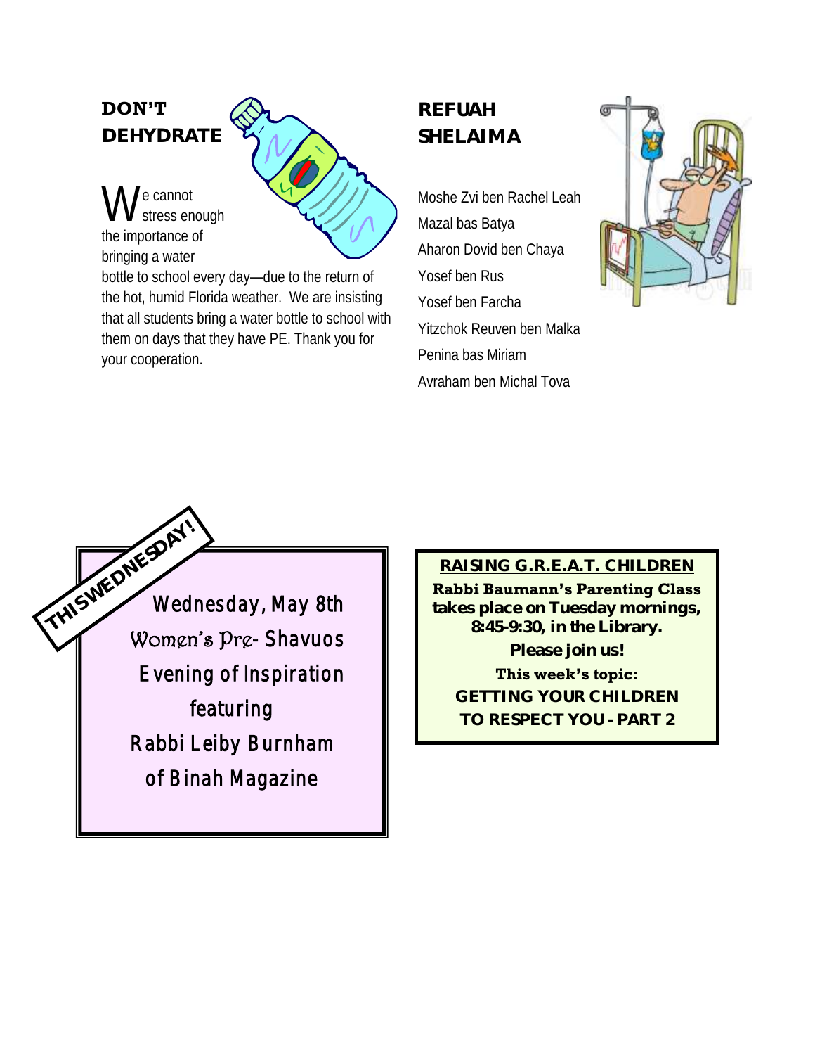## DON'T DEHYDRATE

We cannot stress enough the importance of bringing a water bottle to school every day—due to the return of the hot, humid Florida weather. We are insisting that all students bring a water bottle to school with them on days that they have PE. Thank you for your cooperation.

## REFUAH SHELAIMA

Moshe Zvi ben Rachel Leah
Mazal bas Batya
Aharon Dovid ben Chaya
Yosef ben Rus
Yosef ben Farcha
Yitzchok Reuven ben Malka
Penina bas Miriam
Avraham ben Michal Tova

**THIS WEDNESDAY!**

Wednesday, May 8th
Women's Pre- Shavuos
Evening of Inspiration
featuring
Rabbi Leiby Burnham
of Binah Magazine

**RAISING G.R.E.A.T. CHILDREN**

**Rabbi Baumann's Parenting Class takes place on Tuesday mornings, 8:45-9:30, in the Library.**

**Please join us!**

**This week's topic:**

**GETTING YOUR CHILDREN TO RESPECT YOU - PART 2**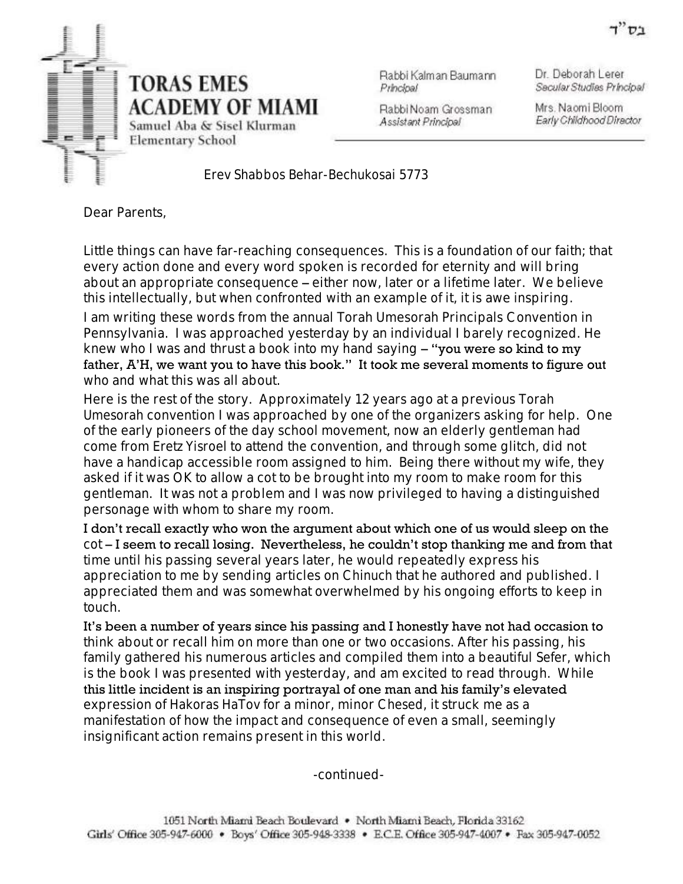בס"ד

# TORAS EMES ACADEMY OF MIAMI

Samuel Aba & Sisel Klurman Elementary School

Rabbi Kalman Baumann
*Principal*

Rabbi Noam Grossman
*Assistant Principal*

Dr. Deborah Lerer
*Secular Studies Principal*

Mrs. Naomi Bloom
*Early Childhood Director*

Erev Shabbos Behar-Bechukosai 5773

Dear Parents,

Little things can have far-reaching consequences. This is a foundation of our faith; that every action done and every word spoken is recorded for eternity and will bring about an appropriate consequence – either now, later or a lifetime later. We believe this intellectually, but when confronted with an example of it, it is awe inspiring.

I am writing these words from the annual Torah Umesorah Principals Convention in Pennsylvania. I was approached yesterday by an individual I barely recognized. He knew who I was and thrust a book into my hand saying – "you were so kind to my father, A'H, we want you to have this book." It took me several moments to figure out who and what this was all about.

Here is the rest of the story. Approximately 12 years ago at a previous Torah Umesorah convention I was approached by one of the organizers asking for help. One of the early pioneers of the day school movement, now an elderly gentleman had come from Eretz Yisroel to attend the convention, and through some glitch, did not have a handicap accessible room assigned to him. Being there without my wife, they asked if it was OK to allow a cot to be brought into my room to make room for this gentleman. It was not a problem and I was now privileged to having a distinguished personage with whom to share my room.

I don't recall exactly who won the argument about which one of us would sleep on the cot – I seem to recall losing. Nevertheless, he couldn't stop thanking me and from that time until his passing several years later, he would repeatedly express his appreciation to me by sending articles on Chinuch that he authored and published. I appreciated them and was somewhat overwhelmed by his ongoing efforts to keep in touch.

It's been a number of years since his passing and I honestly have not had occasion to think about or recall him on more than one or two occasions. After his passing, his family gathered his numerous articles and compiled them into a beautiful Sefer, which is the book I was presented with yesterday, and am excited to read through. While this little incident is an inspiring portrayal of one man and his family's elevated expression of Hakoras HaTov for a minor, minor Chesed, it struck me as a manifestation of how the impact and consequence of even a small, seemingly insignificant action remains present in this world.

-continued-

1051 North Miami Beach Boulevard • North Miami Beach, Florida 33162
Girls' Office 305-947-6000 • Boys' Office 305-948-3338 • E.C.E. Office 305-947-4007 • Fax 305-947-0052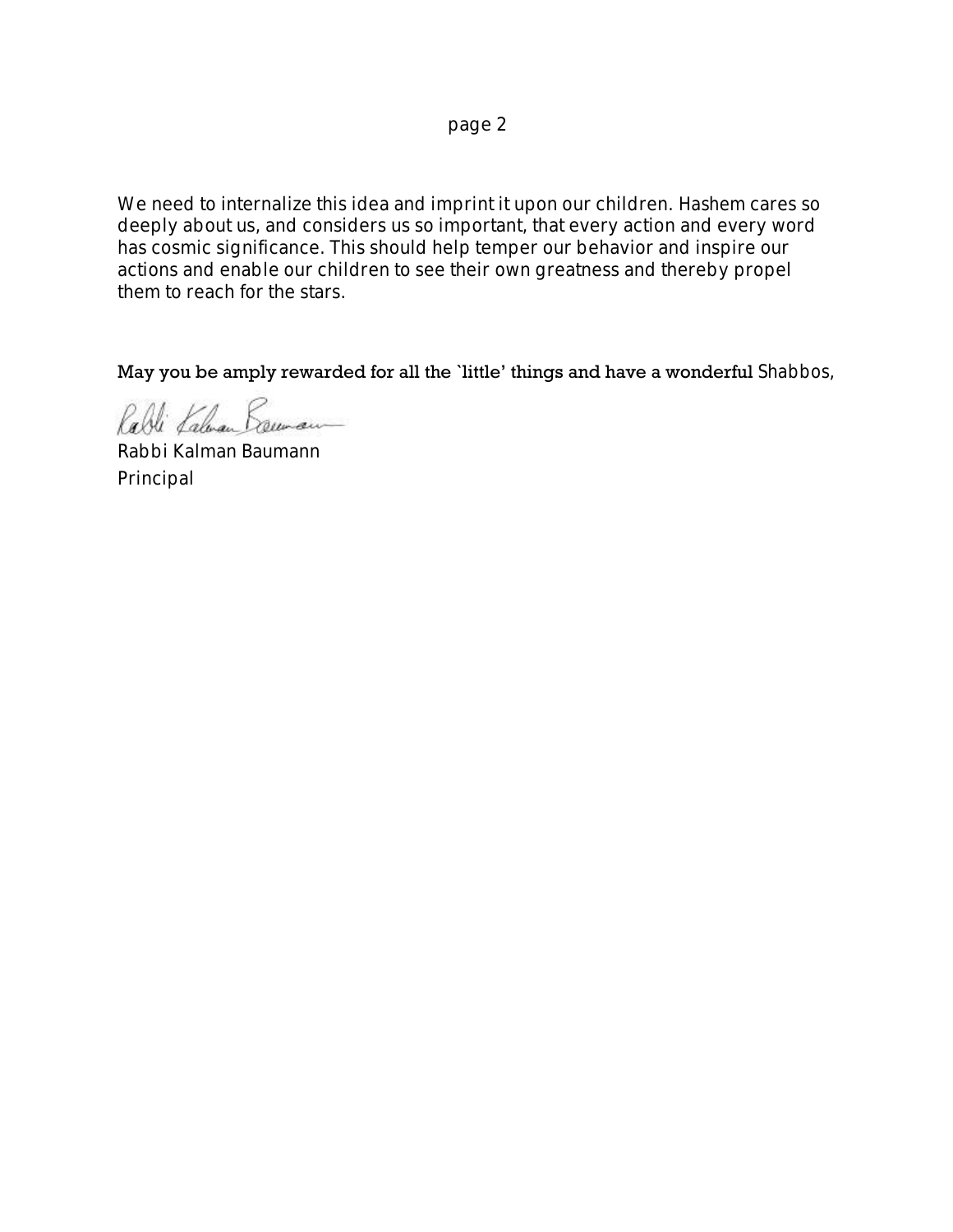We need to internalize this idea and imprint it upon our children. Hashem cares so deeply about us, and considers us so important, that every action and every word has cosmic significance. This should help temper our behavior and inspire our actions and enable our children to see their own greatness and thereby propel them to reach for the stars.

May you be amply rewarded for all the `little' things and have a wonderful Shabbos,

Rabbi Kalman Baumann
Principal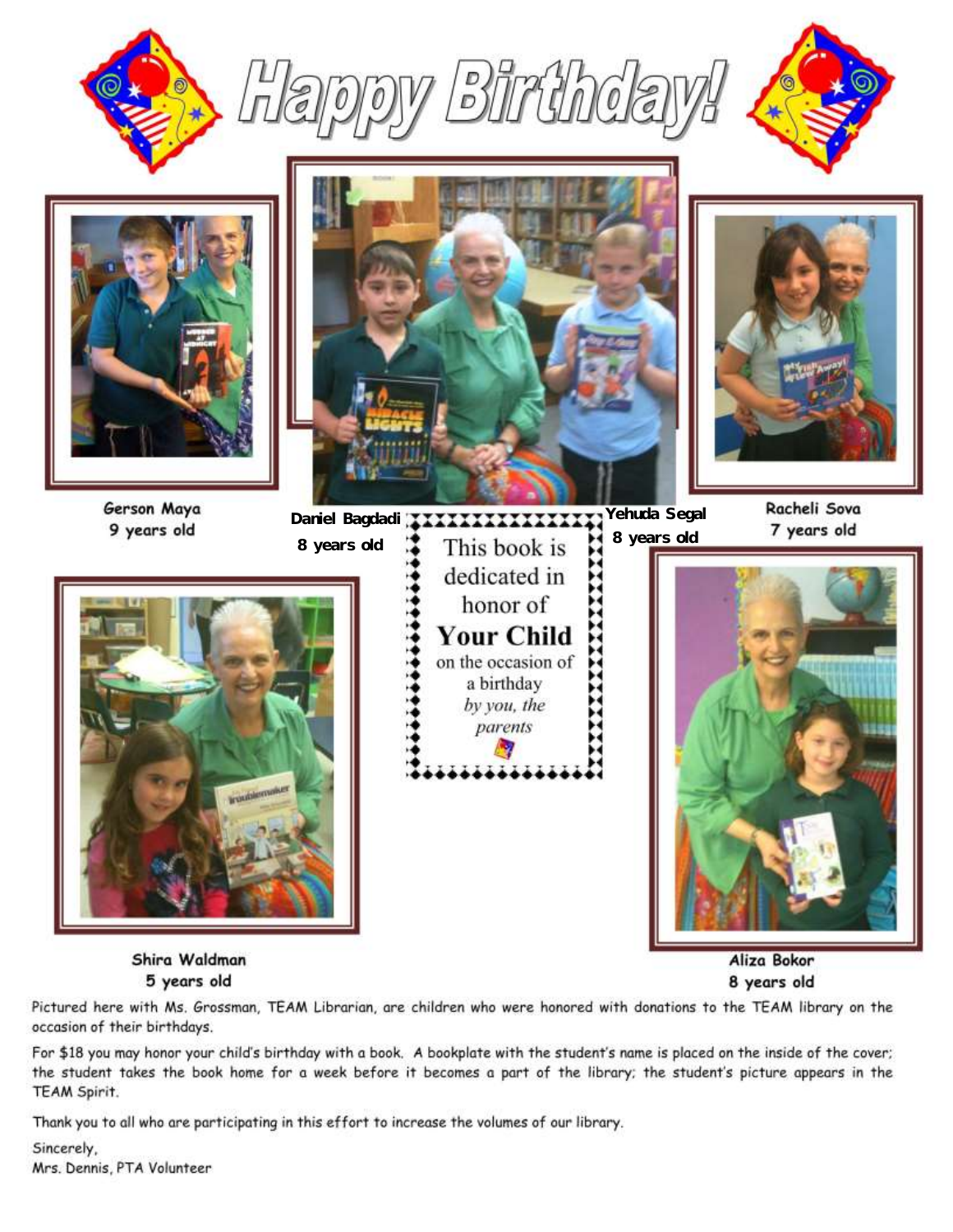# Happy Birthday!

Gerson Maya
9 years old

Daniel Bagdadi
8 years old

Yehuda Segal
8 years old

Racheli Sova
7 years old

This book is dedicated in honor of
**Your Child**
on the occasion of a birthday
*by you, the parents*

Shira Waldman
5 years old

Aliza Bokor
8 years old

Pictured here with Ms. Grossman, TEAM Librarian, are children who were honored with donations to the TEAM library on the occasion of their birthdays.

For $18 you may honor your child's birthday with a book. A bookplate with the student's name is placed on the inside of the cover; the student takes the book home for a week before it becomes a part of the library; the student's picture appears in the TEAM Spirit.

Thank you to all who are participating in this effort to increase the volumes of our library.

Sincerely,
Mrs. Dennis, PTA Volunteer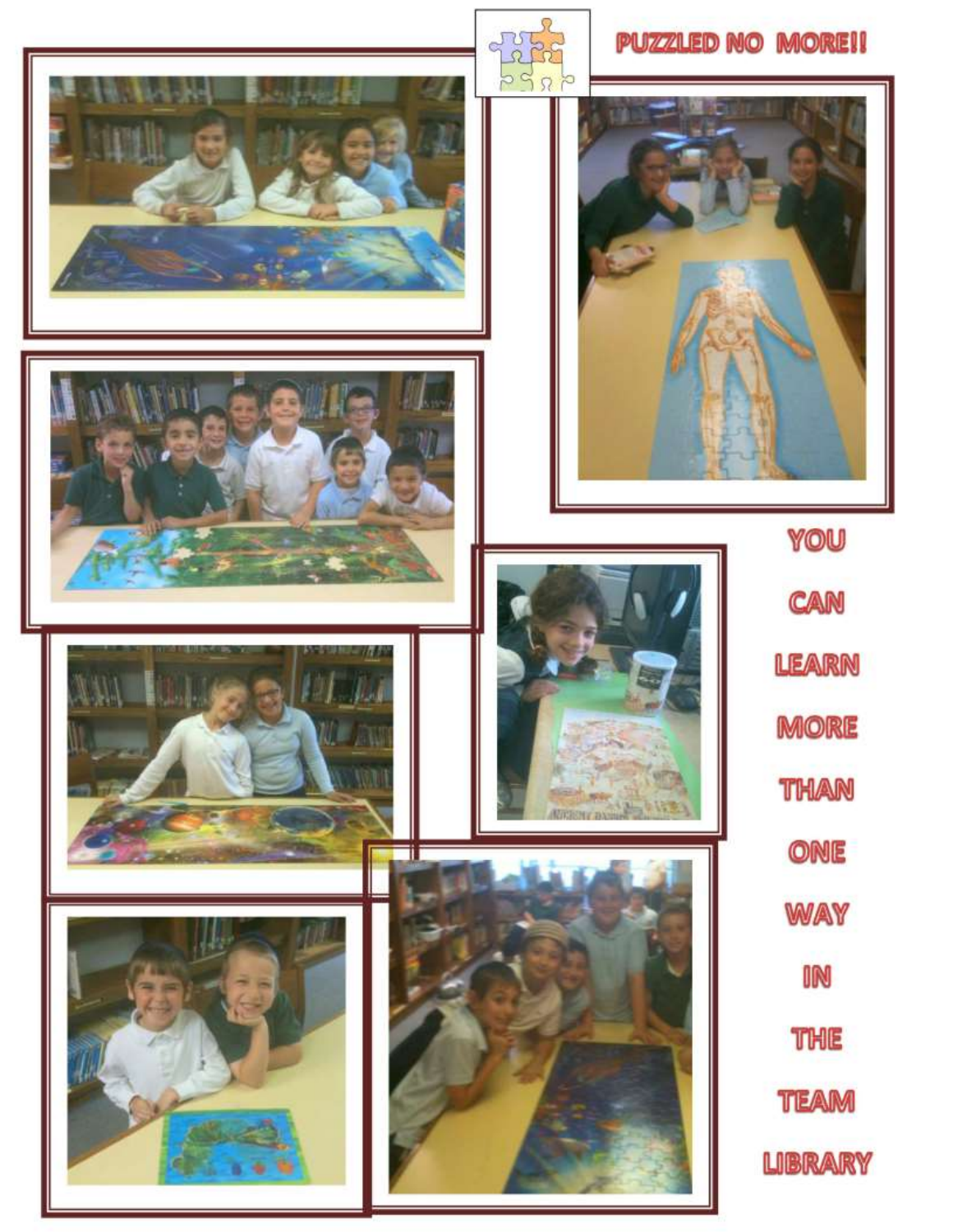# PUZZLED NO MORE!!

YOU CAN LEARN MORE THAN ONE WAY IN THE TEAM LIBRARY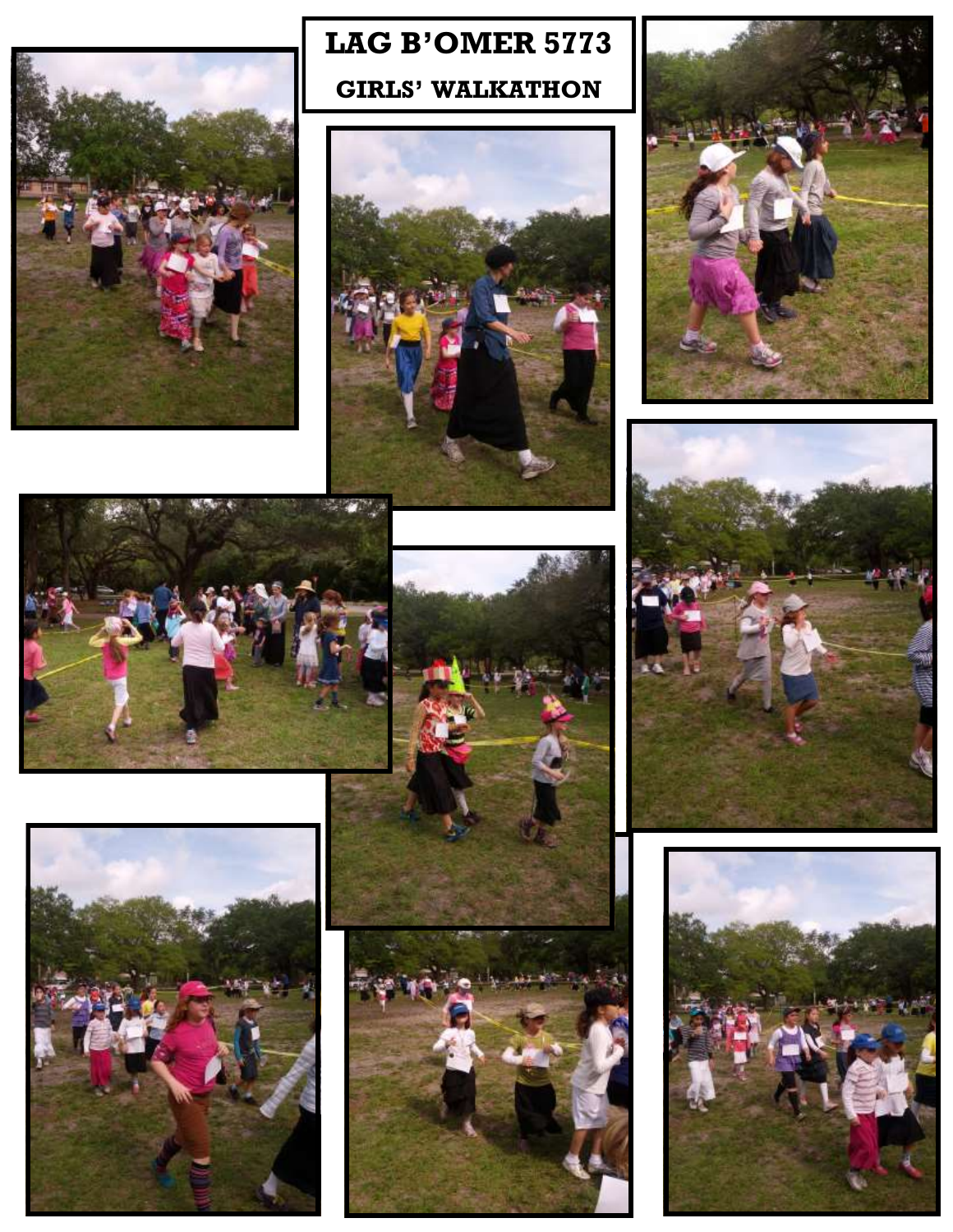# LAG B'OMER 5773

## GIRLS' WALKATHON